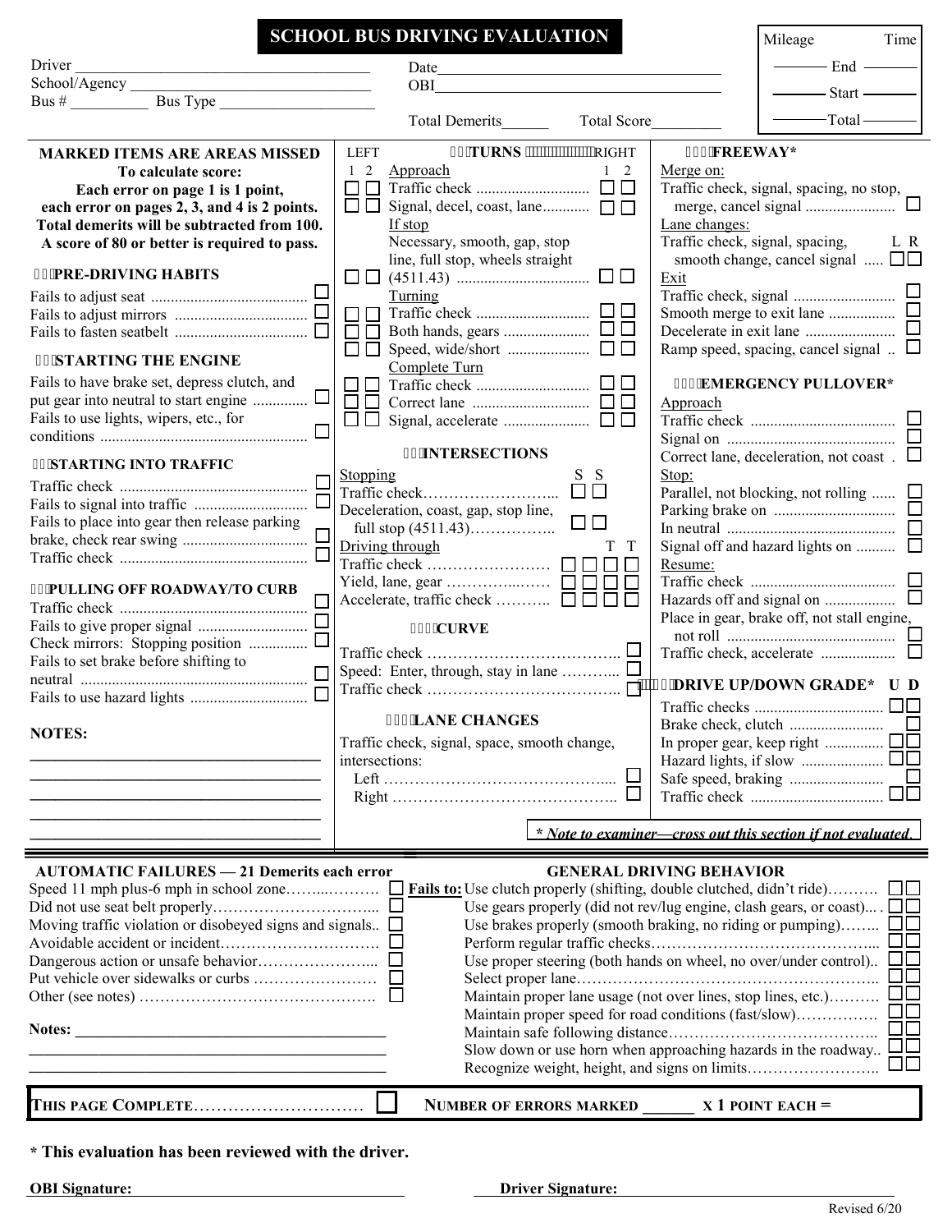# SCHOOL BUS DRIVING EVALUATION

Driver ______________________________________
School/Agency ______________________________
Bus # __________ Bus Type ___________________

Date ______________________________________
OBI ______________________________________

Total Demerits______ Total Score_________

| Mileage | | Time |
|---|---|---|
| ______ | End | ______ |
| ______ | Start | ______ |
| ______ | Total | ______ |

**MARKED ITEMS ARE AREAS MISSED**

**To calculate score:**
**Each error on page 1 is 1 point,**
**each error on pages 2, 3, and 4 is 2 points.**
**Total demerits will be subtracted from 100.**
**A score of 80 or better is required to pass.**

## PRE-DRIVING HABITS

- Fails to adjust seat ☐
- Fails to adjust mirrors ☐
- Fails to fasten seatbelt ☐

## STARTING THE ENGINE

- Fails to have brake set, depress clutch, and put gear into neutral to start engine ☐
- Fails to use lights, wipers, etc., for conditions ☐

## STARTING INTO TRAFFIC

- Traffic check ☐
- Fails to signal into traffic ☐
- Fails to place into gear then release parking brake, check rear swing ☐
- Traffic check ☐

## PULLING OFF ROADWAY/TO CURB

- Traffic check ☐
- Fails to give proper signal ☐
- Check mirrors: Stopping position ☐
- Fails to set brake before shifting to neutral ☐
- Fails to use hazard lights ☐

**NOTES:**

______________________________________
______________________________________
______________________________________
______________________________________
______________________________________

## TURNS

| LEFT 1 | LEFT 2 | | RIGHT 1 | RIGHT 2 |
|---|---|---|---|---|
| | | Approach | | |
| ☐ | ☐ | Traffic check | ☐ | ☐ |
| ☐ | ☐ | Signal, decel, coast, lane | ☐ | ☐ |
| | | If stop | | |
| ☐ | ☐ | Necessary, smooth, gap, stop line, full stop, wheels straight (4511.43) | ☐ | ☐ |
| | | Turning | | |
| ☐ | ☐ | Traffic check | ☐ | ☐ |
| ☐ | ☐ | Both hands, gears | ☐ | ☐ |
| ☐ | ☐ | Speed, wide/short | ☐ | ☐ |
| | | Complete Turn | | |
| ☐ | ☐ | Traffic check | ☐ | ☐ |
| ☐ | ☐ | Correct lane | ☐ | ☐ |
| ☐ | ☐ | Signal, accelerate | ☐ | ☐ |

## INTERSECTIONS

| | S | S | | |
|---|---|---|---|---|
| Stopping | | | | |
| Traffic check | ☐ | ☐ | | |
| Deceleration, coast, gap, stop line, full stop (4511.43) | ☐ | ☐ | | |
| Driving through | | T | T | |
| Traffic check | ☐ | ☐ | ☐ | ☐ |
| Yield, lane, gear | ☐ | ☐ | ☐ | ☐ |
| Accelerate, traffic check | ☐ | ☐ | ☐ | ☐ |

## CURVE

- Traffic check ☐
- Speed: Enter, through, stay in lane ☐
- Traffic check ☐

## LANE CHANGES

Traffic check, signal, space, smooth change, intersections:
- Left ☐
- Right ☐

## FREEWAY*

Merge on:
- Traffic check, signal, spacing, no stop, merge, cancel signal ☐

Lane changes:
- Traffic check, signal, spacing, smooth change, cancel signal L ☐ R ☐

Exit
- Traffic check, signal ☐
- Smooth merge to exit lane ☐
- Decelerate in exit lane ☐
- Ramp speed, spacing, cancel signal ☐

## EMERGENCY PULLOVER*

Approach
- Traffic check ☐
- Signal on ☐
- Correct lane, deceleration, not coast ☐

Stop:
- Parallel, not blocking, not rolling ☐
- Parking brake on ☐
- In neutral ☐
- Signal off and hazard lights on ☐

Resume:
- Traffic check ☐
- Hazards off and signal on ☐
- Place in gear, brake off, not stall engine, not roll ☐
- Traffic check, accelerate ☐

## DRIVE UP/DOWN GRADE*

| | U | D |
|---|---|---|
| Traffic checks | ☐ | ☐ |
| Brake check, clutch | | ☐ |
| In proper gear, keep right | ☐ | ☐ |
| Hazard lights, if slow | ☐ | ☐ |
| Safe speed, braking | | ☐ |
| Traffic check | ☐ | ☐ |

*** Note to examiner—cross out this section if not evaluated.**

## AUTOMATIC FAILURES — 21 Demerits each error

- Speed 11 mph plus-6 mph in school zone ☐
- Did not use seat belt properly ☐
- Moving traffic violation or disobeyed signs and signals ☐
- Avoidable accident or incident ☐
- Dangerous action or unsafe behavior ☐
- Put vehicle over sidewalks or curbs ☐
- Other (see notes) ☐

**Notes:** ________________________________________
________________________________________________
________________________________________________

## GENERAL DRIVING BEHAVIOR

**Fails to:**
- Use clutch properly (shifting, double clutched, didn't ride) ☐☐
- Use gears properly (did not rev/lug engine, clash gears, or coast) ☐☐
- Use brakes properly (smooth braking, no riding or pumping) ☐☐
- Perform regular traffic checks ☐☐
- Use proper steering (both hands on wheel, no over/under control) ☐☐
- Select proper lane ☐☐
- Maintain proper lane usage (not over lines, stop lines, etc.) ☐☐
- Maintain proper speed for road conditions (fast/slow) ☐☐
- Maintain safe following distance ☐☐
- Slow down or use horn when approaching hazards in the roadway ☐☐
- Recognize weight, height, and signs on limits ☐☐

**THIS PAGE COMPLETE** ☐ **NUMBER OF ERRORS MARKED ______ X 1 POINT EACH =**

**\* This evaluation has been reviewed with the driver.**

**OBI Signature:** ______________________________ **Driver Signature:** ______________________________

Revised 6/20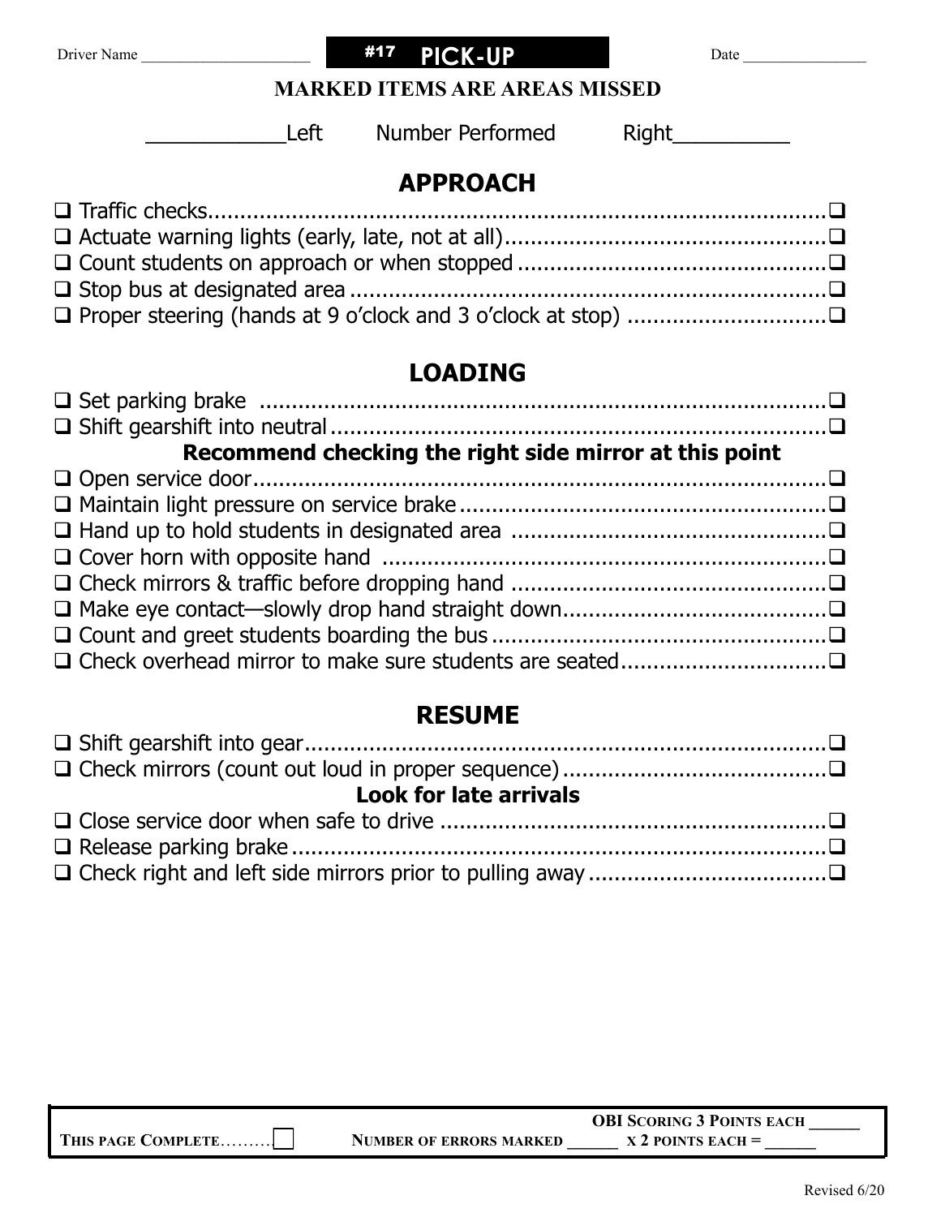Driver Name ____________________ **#17 PICK-UP** Date ________________

**MARKED ITEMS ARE AREAS MISSED**

__________Left Number Performed Right__________

## APPROACH

- ☐ Traffic checks.............................................................................................☐
- ☐ Actuate warning lights (early, late, not at all).................................................☐
- ☐ Count students on approach or when stopped ...............................................☐
- ☐ Stop bus at designated area .........................................................................☐
- ☐ Proper steering (hands at 9 o'clock and 3 o'clock at stop) ..............................☐

## LOADING

- ☐ Set parking brake ........................................................................................☐
- ☐ Shift gearshift into neutral............................................................................☐

**Recommend checking the right side mirror at this point**

- ☐ Open service door.........................................................................................☐
- ☐ Maintain light pressure on service brake........................................................☐
- ☐ Hand up to hold students in designated area ................................................☐
- ☐ Cover horn with opposite hand ....................................................................☐
- ☐ Check mirrors & traffic before dropping hand ................................................☐
- ☐ Make eye contact—slowly drop hand straight down........................................☐
- ☐ Count and greet students boarding the bus ...................................................☐
- ☐ Check overhead mirror to make sure students are seated...............................☐

## RESUME

- ☐ Shift gearshift into gear.................................................................................☐
- ☐ Check mirrors (count out loud in proper sequence)........................................☐

**Look for late arrivals**

- ☐ Close service door when safe to drive ...........................................................☐
- ☐ Release parking brake...................................................................................☐
- ☐ Check right and left side mirrors prior to pulling away ....................................☐

| | | OBI SCORING 3 POINTS EACH ______ |
|---|---|---|
| THIS PAGE COMPLETE.........☐ | NUMBER OF ERRORS MARKED ______ | X 2 POINTS EACH = ______ |

Revised 6/20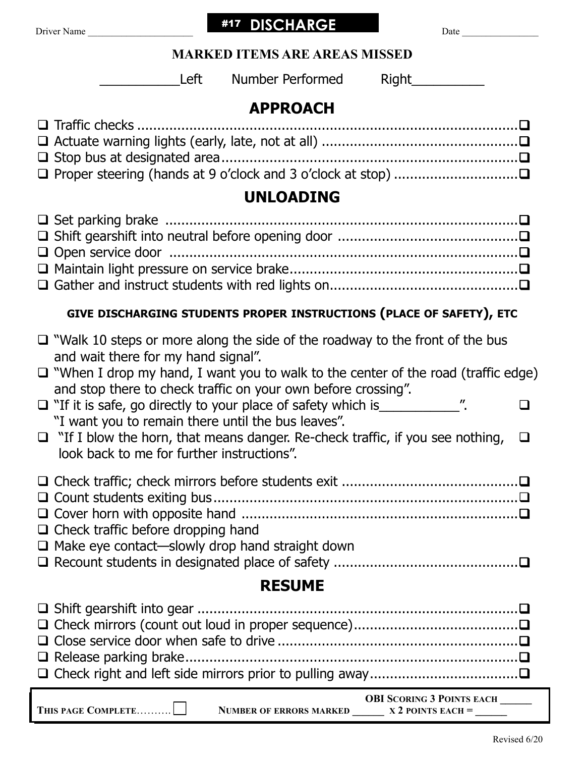Driver Name ____________________ **#17 DISCHARGE** Date ________________

**MARKED ITEMS ARE AREAS MISSED**

__________Left Number Performed Right__________

## APPROACH

- ☐ Traffic checks ☐
- ☐ Actuate warning lights (early, late, not at all) ☐
- ☐ Stop bus at designated area ☐
- ☐ Proper steering (hands at 9 o'clock and 3 o'clock at stop) ☐

## UNLOADING

- ☐ Set parking brake ☐
- ☐ Shift gearshift into neutral before opening door ☐
- ☐ Open service door ☐
- ☐ Maintain light pressure on service brake ☐
- ☐ Gather and instruct students with red lights on ☐

**GIVE DISCHARGING STUDENTS PROPER INSTRUCTIONS (PLACE OF SAFETY), ETC**

- ☐ "Walk 10 steps or more along the side of the roadway to the front of the bus and wait there for my hand signal".
- ☐ "When I drop my hand, I want you to walk to the center of the road (traffic edge) and stop there to check traffic on your own before crossing".
- ☐ "If it is safe, go directly to your place of safety which is__________". "I want you to remain there until the bus leaves". ☐
- ☐ "If I blow the horn, that means danger. Re-check traffic, if you see nothing, look back to me for further instructions". ☐

- ☐ Check traffic; check mirrors before students exit ☐
- ☐ Count students exiting bus ☐
- ☐ Cover horn with opposite hand ☐
- ☐ Check traffic before dropping hand
- ☐ Make eye contact—slowly drop hand straight down
- ☐ Recount students in designated place of safety ☐

## RESUME

- ☐ Shift gearshift into gear ☐
- ☐ Check mirrors (count out loud in proper sequence) ☐
- ☐ Close service door when safe to drive ☐
- ☐ Release parking brake ☐
- ☐ Check right and left side mirrors prior to pulling away ☐

**THIS PAGE COMPLETE**.......... ☐ **NUMBER OF ERRORS MARKED** ______ **X 2 POINTS EACH =** ______ **OBI SCORING 3 POINTS EACH** ______

Revised 6/20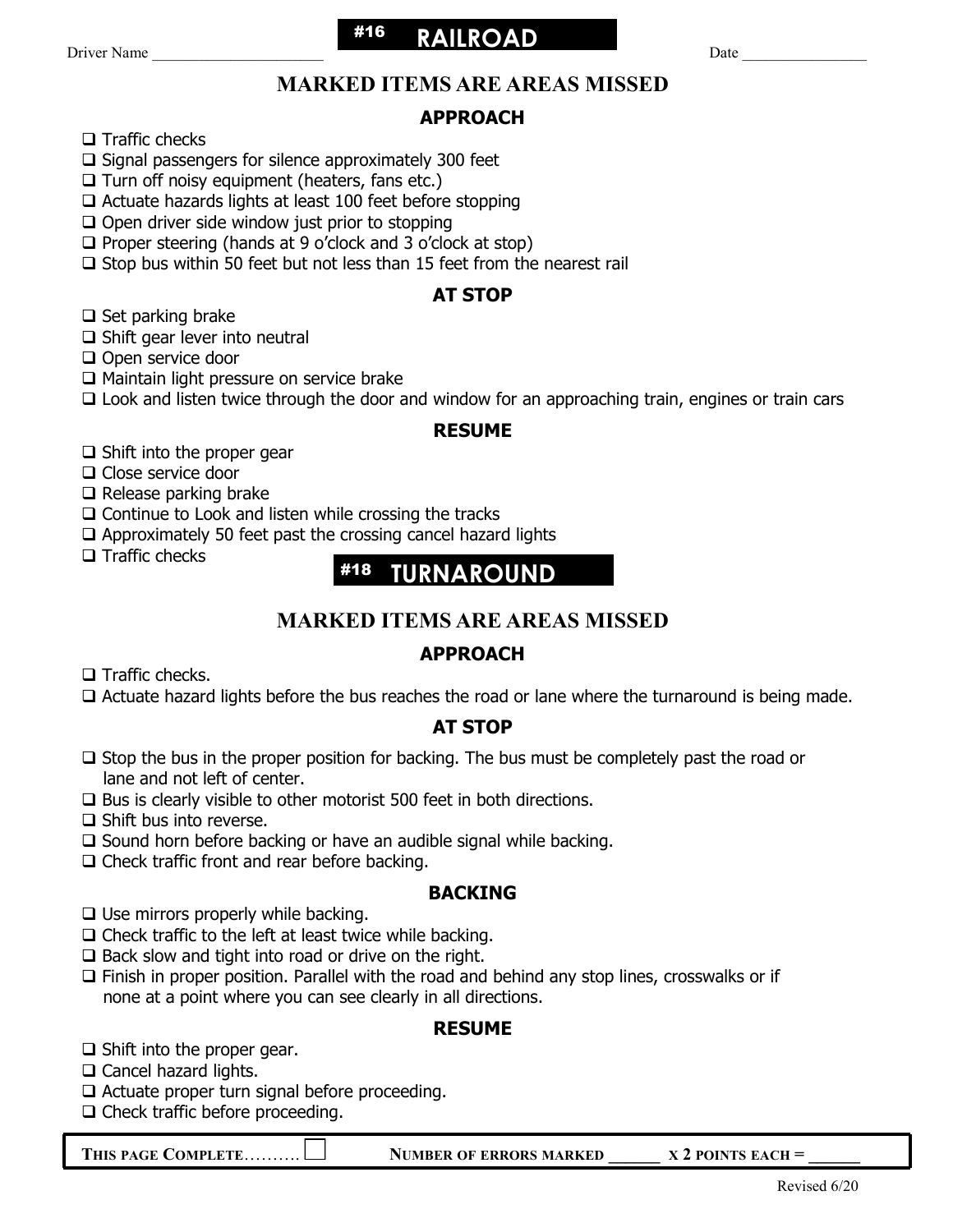Driver Name ______________________ Date ________________

## #16 RAILROAD

### MARKED ITEMS ARE AREAS MISSED

#### APPROACH

- ❑ Traffic checks
- ❑ Signal passengers for silence approximately 300 feet
- ❑ Turn off noisy equipment (heaters, fans etc.)
- ❑ Actuate hazards lights at least 100 feet before stopping
- ❑ Open driver side window just prior to stopping
- ❑ Proper steering (hands at 9 o'clock and 3 o'clock at stop)
- ❑ Stop bus within 50 feet but not less than 15 feet from the nearest rail

#### AT STOP

- ❑ Set parking brake
- ❑ Shift gear lever into neutral
- ❑ Open service door
- ❑ Maintain light pressure on service brake
- ❑ Look and listen twice through the door and window for an approaching train, engines or train cars

#### RESUME

- ❑ Shift into the proper gear
- ❑ Close service door
- ❑ Release parking brake
- ❑ Continue to Look and listen while crossing the tracks
- ❑ Approximately 50 feet past the crossing cancel hazard lights
- ❑ Traffic checks

## #18 TURNAROUND

### MARKED ITEMS ARE AREAS MISSED

#### APPROACH

- ❑ Traffic checks.
- ❑ Actuate hazard lights before the bus reaches the road or lane where the turnaround is being made.

#### AT STOP

- ❑ Stop the bus in the proper position for backing. The bus must be completely past the road or lane and not left of center.
- ❑ Bus is clearly visible to other motorist 500 feet in both directions.
- ❑ Shift bus into reverse.
- ❑ Sound horn before backing or have an audible signal while backing.
- ❑ Check traffic front and rear before backing.

#### BACKING

- ❑ Use mirrors properly while backing.
- ❑ Check traffic to the left at least twice while backing.
- ❑ Back slow and tight into road or drive on the right.
- ❑ Finish in proper position. Parallel with the road and behind any stop lines, crosswalks or if none at a point where you can see clearly in all directions.

#### RESUME

- ❑ Shift into the proper gear.
- ❑ Cancel hazard lights.
- ❑ Actuate proper turn signal before proceeding.
- ❑ Check traffic before proceeding.

**THIS PAGE COMPLETE**.......... ❑ **NUMBER OF ERRORS MARKED** ______ **X 2 POINTS EACH =** ______

Revised 6/20